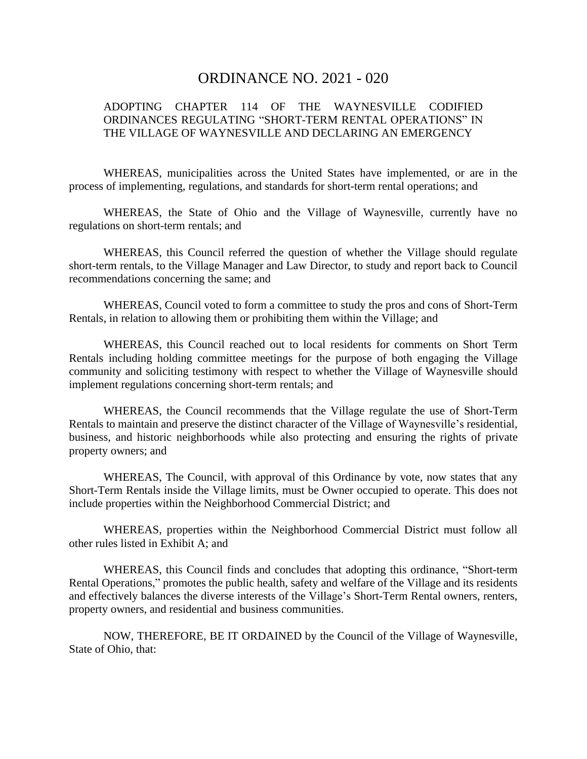# ORDINANCE NO. 2021 - 020

## ADOPTING CHAPTER 114 OF THE WAYNESVILLE CODIFIED ORDINANCES REGULATING "SHORT-TERM RENTAL OPERATIONS" IN THE VILLAGE OF WAYNESVILLE AND DECLARING AN EMERGENCY

WHEREAS, municipalities across the United States have implemented, or are in the process of implementing, regulations, and standards for short-term rental operations; and

WHEREAS, the State of Ohio and the Village of Waynesville, currently have no regulations on short-term rentals; and

WHEREAS, this Council referred the question of whether the Village should regulate short-term rentals, to the Village Manager and Law Director, to study and report back to Council recommendations concerning the same; and

WHEREAS, Council voted to form a committee to study the pros and cons of Short-Term Rentals, in relation to allowing them or prohibiting them within the Village; and

WHEREAS, this Council reached out to local residents for comments on Short Term Rentals including holding committee meetings for the purpose of both engaging the Village community and soliciting testimony with respect to whether the Village of Waynesville should implement regulations concerning short-term rentals; and

WHEREAS, the Council recommends that the Village regulate the use of Short-Term Rentals to maintain and preserve the distinct character of the Village of Waynesville's residential, business, and historic neighborhoods while also protecting and ensuring the rights of private property owners; and

WHEREAS, The Council, with approval of this Ordinance by vote, now states that any Short-Term Rentals inside the Village limits, must be Owner occupied to operate. This does not include properties within the Neighborhood Commercial District; and

WHEREAS, properties within the Neighborhood Commercial District must follow all other rules listed in Exhibit A; and

WHEREAS, this Council finds and concludes that adopting this ordinance, "Short-term Rental Operations," promotes the public health, safety and welfare of the Village and its residents and effectively balances the diverse interests of the Village's Short-Term Rental owners, renters, property owners, and residential and business communities.

NOW, THEREFORE, BE IT ORDAINED by the Council of the Village of Waynesville, State of Ohio, that: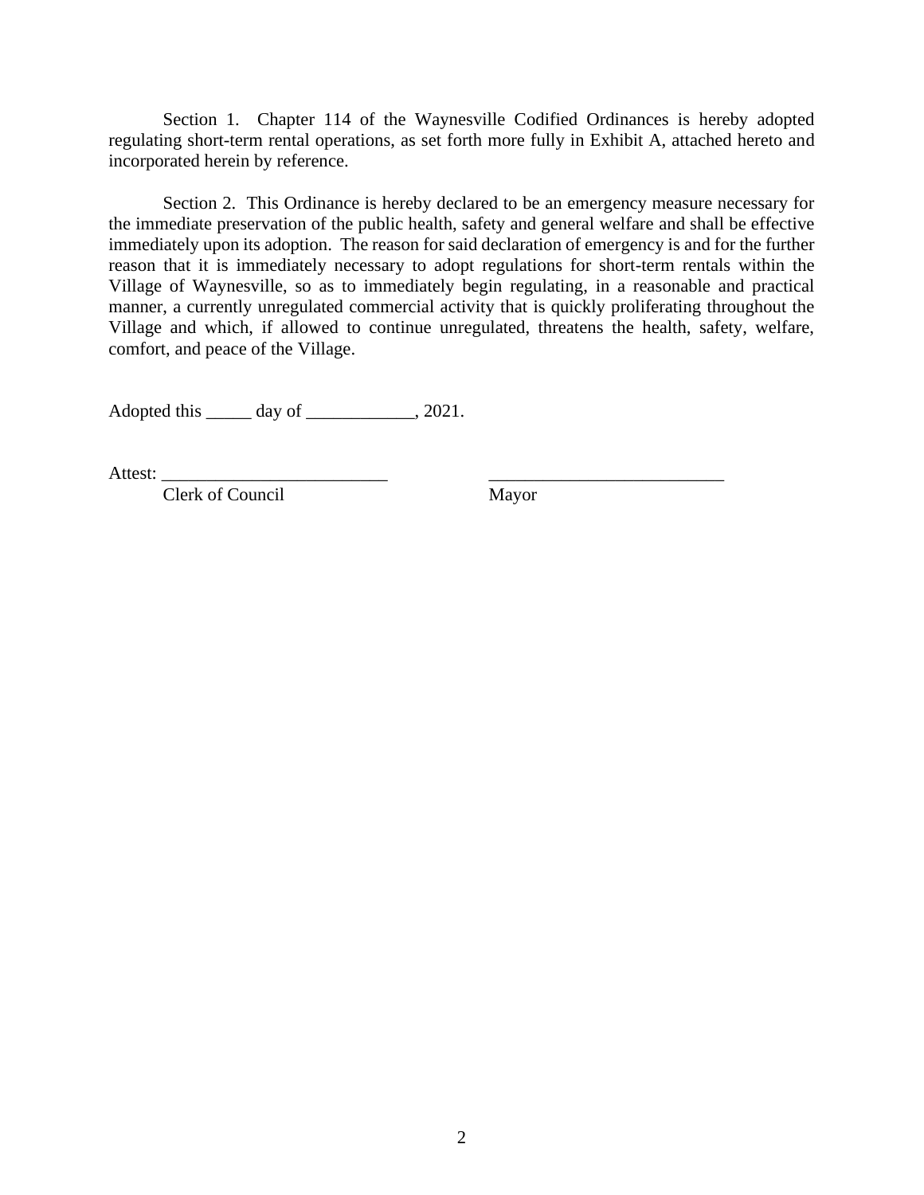Section 1. Chapter 114 of the Waynesville Codified Ordinances is hereby adopted regulating short-term rental operations, as set forth more fully in Exhibit A, attached hereto and incorporated herein by reference.

Section 2. This Ordinance is hereby declared to be an emergency measure necessary for the immediate preservation of the public health, safety and general welfare and shall be effective immediately upon its adoption. The reason for said declaration of emergency is and for the further reason that it is immediately necessary to adopt regulations for short-term rentals within the Village of Waynesville, so as to immediately begin regulating, in a reasonable and practical manner, a currently unregulated commercial activity that is quickly proliferating throughout the Village and which, if allowed to continue unregulated, threatens the health, safety, welfare, comfort, and peace of the Village.

Adopted this _____ day of ____________, 2021.

Attest: _________________________ __________________________

Clerk of Council Mayor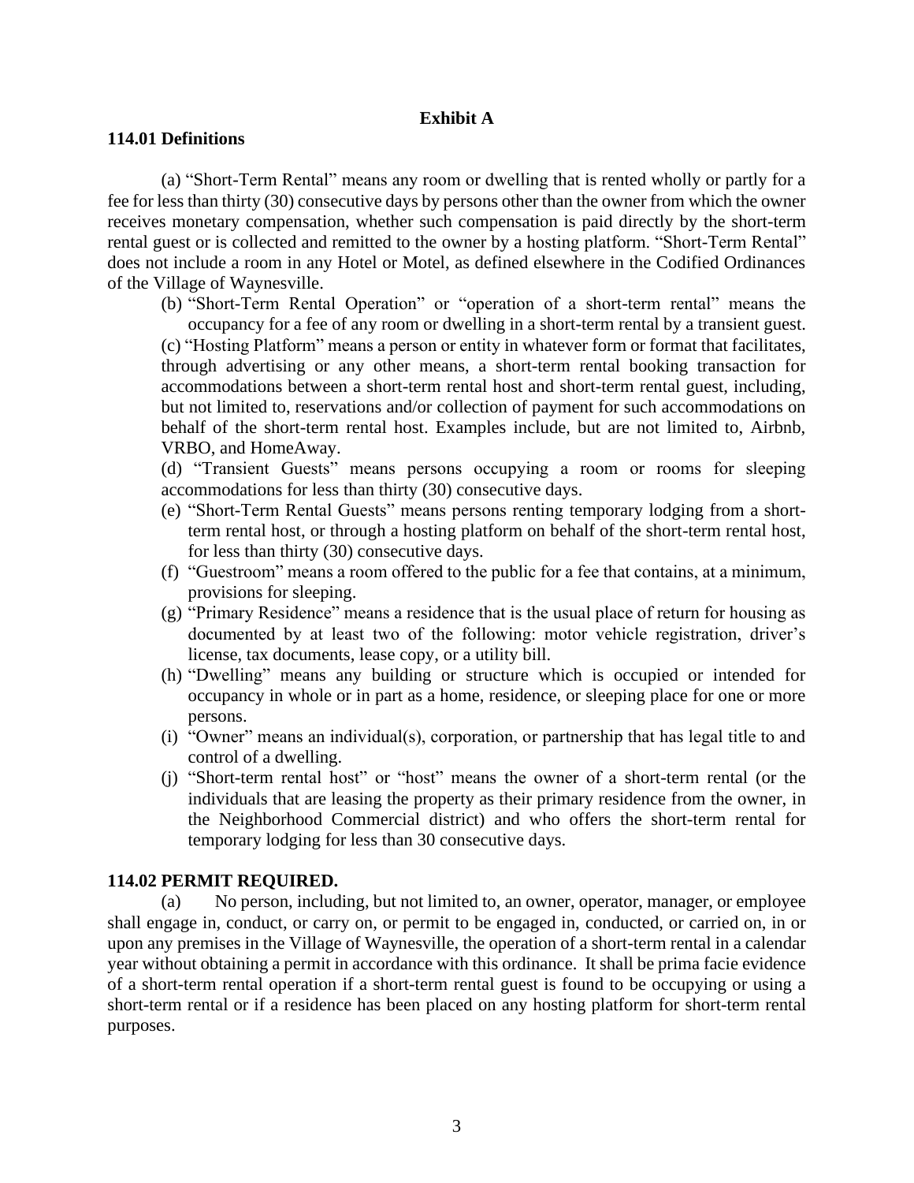**Exhibit A**

**114.01 Definitions**

(a) "Short-Term Rental" means any room or dwelling that is rented wholly or partly for a fee for less than thirty (30) consecutive days by persons other than the owner from which the owner receives monetary compensation, whether such compensation is paid directly by the short-term rental guest or is collected and remitted to the owner by a hosting platform. "Short-Term Rental" does not include a room in any Hotel or Motel, as defined elsewhere in the Codified Ordinances of the Village of Waynesville.

(b) "Short-Term Rental Operation" or "operation of a short-term rental" means the occupancy for a fee of any room or dwelling in a short-term rental by a transient guest.

(c) "Hosting Platform" means a person or entity in whatever form or format that facilitates, through advertising or any other means, a short-term rental booking transaction for accommodations between a short-term rental host and short-term rental guest, including, but not limited to, reservations and/or collection of payment for such accommodations on behalf of the short-term rental host. Examples include, but are not limited to, Airbnb, VRBO, and HomeAway.

(d) "Transient Guests" means persons occupying a room or rooms for sleeping accommodations for less than thirty (30) consecutive days.

(e) "Short-Term Rental Guests" means persons renting temporary lodging from a short-term rental host, or through a hosting platform on behalf of the short-term rental host, for less than thirty (30) consecutive days.

(f) "Guestroom" means a room offered to the public for a fee that contains, at a minimum, provisions for sleeping.

(g) "Primary Residence" means a residence that is the usual place of return for housing as documented by at least two of the following: motor vehicle registration, driver's license, tax documents, lease copy, or a utility bill.

(h) "Dwelling" means any building or structure which is occupied or intended for occupancy in whole or in part as a home, residence, or sleeping place for one or more persons.

(i) "Owner" means an individual(s), corporation, or partnership that has legal title to and control of a dwelling.

(j) "Short-term rental host" or "host" means the owner of a short-term rental (or the individuals that are leasing the property as their primary residence from the owner, in the Neighborhood Commercial district) and who offers the short-term rental for temporary lodging for less than 30 consecutive days.

**114.02 PERMIT REQUIRED.**

(a) No person, including, but not limited to, an owner, operator, manager, or employee shall engage in, conduct, or carry on, or permit to be engaged in, conducted, or carried on, in or upon any premises in the Village of Waynesville, the operation of a short-term rental in a calendar year without obtaining a permit in accordance with this ordinance. It shall be prima facie evidence of a short-term rental operation if a short-term rental guest is found to be occupying or using a short-term rental or if a residence has been placed on any hosting platform for short-term rental purposes.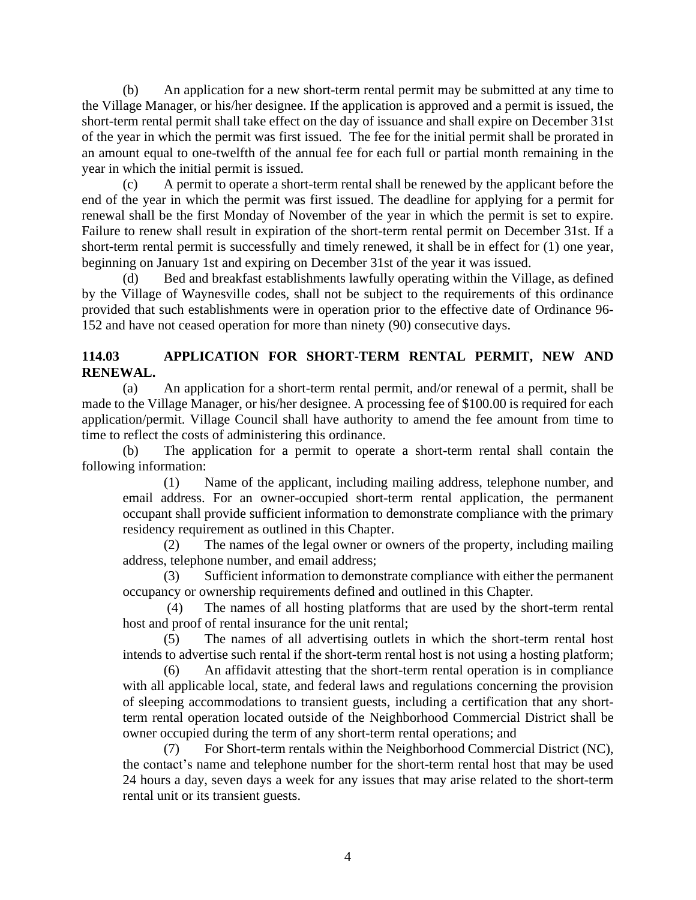(b) An application for a new short-term rental permit may be submitted at any time to the Village Manager, or his/her designee. If the application is approved and a permit is issued, the short-term rental permit shall take effect on the day of issuance and shall expire on December 31st of the year in which the permit was first issued. The fee for the initial permit shall be prorated in an amount equal to one-twelfth of the annual fee for each full or partial month remaining in the year in which the initial permit is issued.

(c) A permit to operate a short-term rental shall be renewed by the applicant before the end of the year in which the permit was first issued. The deadline for applying for a permit for renewal shall be the first Monday of November of the year in which the permit is set to expire. Failure to renew shall result in expiration of the short-term rental permit on December 31st. If a short-term rental permit is successfully and timely renewed, it shall be in effect for (1) one year, beginning on January 1st and expiring on December 31st of the year it was issued.

(d) Bed and breakfast establishments lawfully operating within the Village, as defined by the Village of Waynesville codes, shall not be subject to the requirements of this ordinance provided that such establishments were in operation prior to the effective date of Ordinance 96-152 and have not ceased operation for more than ninety (90) consecutive days.

**114.03 APPLICATION FOR SHORT-TERM RENTAL PERMIT, NEW AND RENEWAL.**

(a) An application for a short-term rental permit, and/or renewal of a permit, shall be made to the Village Manager, or his/her designee. A processing fee of $100.00 is required for each application/permit. Village Council shall have authority to amend the fee amount from time to time to reflect the costs of administering this ordinance.

(b) The application for a permit to operate a short-term rental shall contain the following information:

(1) Name of the applicant, including mailing address, telephone number, and email address. For an owner-occupied short-term rental application, the permanent occupant shall provide sufficient information to demonstrate compliance with the primary residency requirement as outlined in this Chapter.

(2) The names of the legal owner or owners of the property, including mailing address, telephone number, and email address;

(3) Sufficient information to demonstrate compliance with either the permanent occupancy or ownership requirements defined and outlined in this Chapter.

(4) The names of all hosting platforms that are used by the short-term rental host and proof of rental insurance for the unit rental;

(5) The names of all advertising outlets in which the short-term rental host intends to advertise such rental if the short-term rental host is not using a hosting platform;

(6) An affidavit attesting that the short-term rental operation is in compliance with all applicable local, state, and federal laws and regulations concerning the provision of sleeping accommodations to transient guests, including a certification that any short-term rental operation located outside of the Neighborhood Commercial District shall be owner occupied during the term of any short-term rental operations; and

(7) For Short-term rentals within the Neighborhood Commercial District (NC), the contact's name and telephone number for the short-term rental host that may be used 24 hours a day, seven days a week for any issues that may arise related to the short-term rental unit or its transient guests.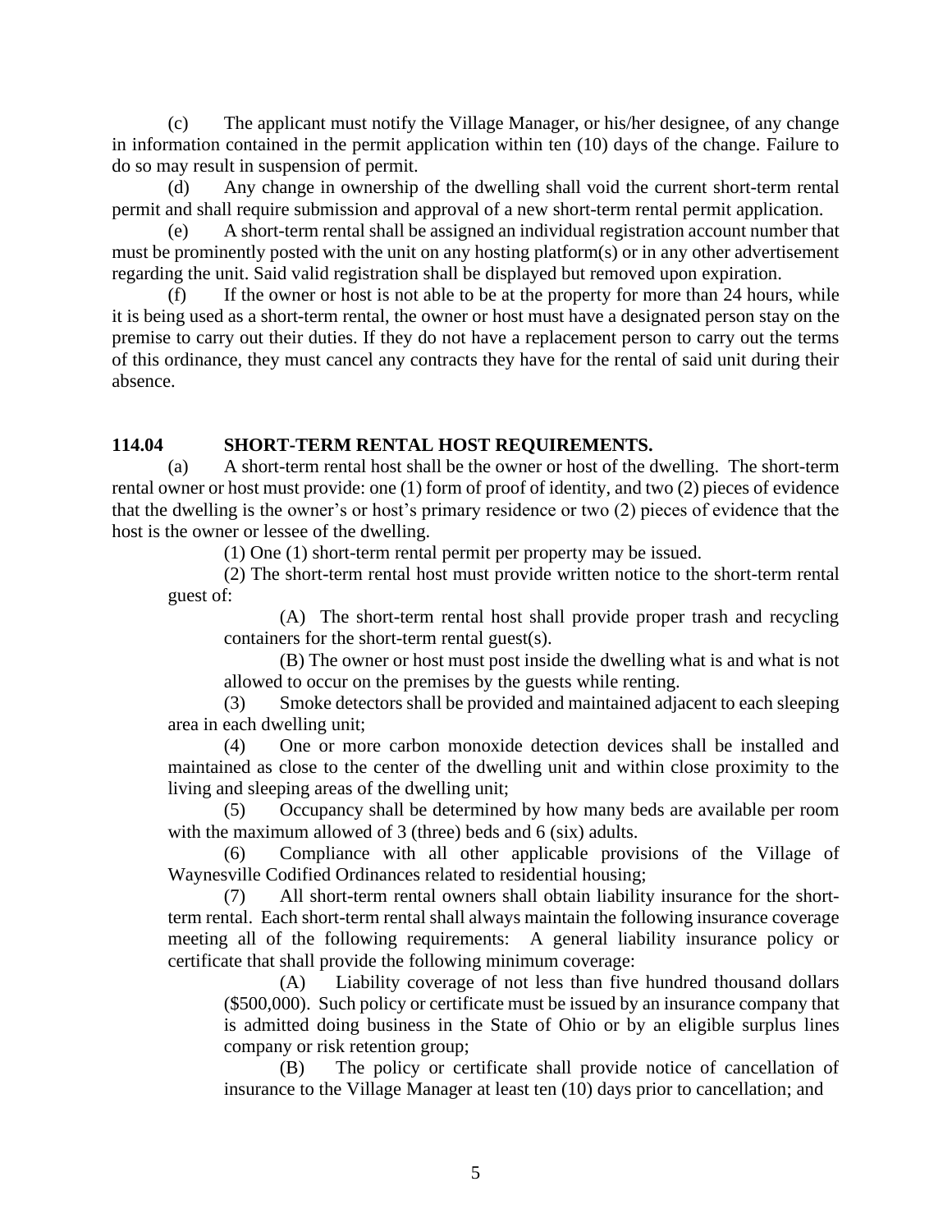(c) The applicant must notify the Village Manager, or his/her designee, of any change in information contained in the permit application within ten (10) days of the change. Failure to do so may result in suspension of permit.

(d) Any change in ownership of the dwelling shall void the current short-term rental permit and shall require submission and approval of a new short-term rental permit application.

(e) A short-term rental shall be assigned an individual registration account number that must be prominently posted with the unit on any hosting platform(s) or in any other advertisement regarding the unit. Said valid registration shall be displayed but removed upon expiration.

(f) If the owner or host is not able to be at the property for more than 24 hours, while it is being used as a short-term rental, the owner or host must have a designated person stay on the premise to carry out their duties. If they do not have a replacement person to carry out the terms of this ordinance, they must cancel any contracts they have for the rental of said unit during their absence.

**114.04 SHORT-TERM RENTAL HOST REQUIREMENTS.**

(a) A short-term rental host shall be the owner or host of the dwelling. The short-term rental owner or host must provide: one (1) form of proof of identity, and two (2) pieces of evidence that the dwelling is the owner's or host's primary residence or two (2) pieces of evidence that the host is the owner or lessee of the dwelling.

(1) One (1) short-term rental permit per property may be issued.

(2) The short-term rental host must provide written notice to the short-term rental guest of:

(A) The short-term rental host shall provide proper trash and recycling containers for the short-term rental guest(s).

(B) The owner or host must post inside the dwelling what is and what is not allowed to occur on the premises by the guests while renting.

(3) Smoke detectors shall be provided and maintained adjacent to each sleeping area in each dwelling unit;

(4) One or more carbon monoxide detection devices shall be installed and maintained as close to the center of the dwelling unit and within close proximity to the living and sleeping areas of the dwelling unit;

(5) Occupancy shall be determined by how many beds are available per room with the maximum allowed of 3 (three) beds and 6 (six) adults.

(6) Compliance with all other applicable provisions of the Village of Waynesville Codified Ordinances related to residential housing;

(7) All short-term rental owners shall obtain liability insurance for the short-term rental. Each short-term rental shall always maintain the following insurance coverage meeting all of the following requirements: A general liability insurance policy or certificate that shall provide the following minimum coverage:

(A) Liability coverage of not less than five hundred thousand dollars ($500,000). Such policy or certificate must be issued by an insurance company that is admitted doing business in the State of Ohio or by an eligible surplus lines company or risk retention group;

(B) The policy or certificate shall provide notice of cancellation of insurance to the Village Manager at least ten (10) days prior to cancellation; and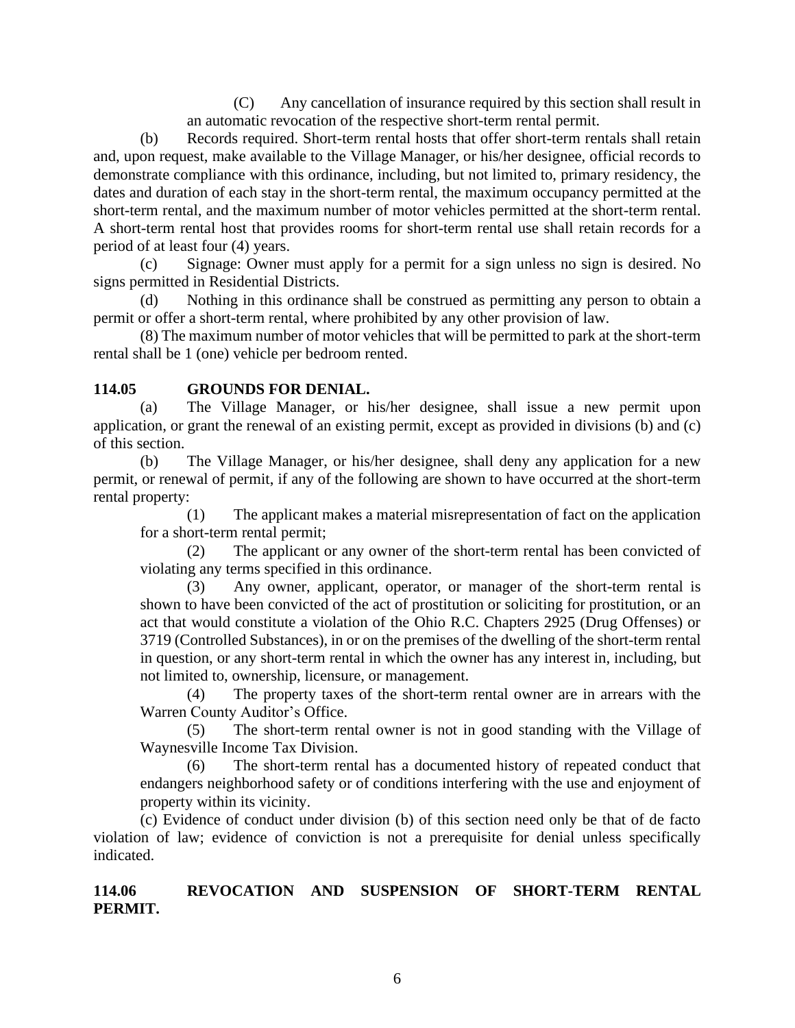(C) Any cancellation of insurance required by this section shall result in an automatic revocation of the respective short-term rental permit.

(b) Records required. Short-term rental hosts that offer short-term rentals shall retain and, upon request, make available to the Village Manager, or his/her designee, official records to demonstrate compliance with this ordinance, including, but not limited to, primary residency, the dates and duration of each stay in the short-term rental, the maximum occupancy permitted at the short-term rental, and the maximum number of motor vehicles permitted at the short-term rental. A short-term rental host that provides rooms for short-term rental use shall retain records for a period of at least four (4) years.

(c) Signage: Owner must apply for a permit for a sign unless no sign is desired. No signs permitted in Residential Districts.

(d) Nothing in this ordinance shall be construed as permitting any person to obtain a permit or offer a short-term rental, where prohibited by any other provision of law.

(8) The maximum number of motor vehicles that will be permitted to park at the short-term rental shall be 1 (one) vehicle per bedroom rented.

**114.05 GROUNDS FOR DENIAL.**

(a) The Village Manager, or his/her designee, shall issue a new permit upon application, or grant the renewal of an existing permit, except as provided in divisions (b) and (c) of this section.

(b) The Village Manager, or his/her designee, shall deny any application for a new permit, or renewal of permit, if any of the following are shown to have occurred at the short-term rental property:

(1) The applicant makes a material misrepresentation of fact on the application for a short-term rental permit;

(2) The applicant or any owner of the short-term rental has been convicted of violating any terms specified in this ordinance.

(3) Any owner, applicant, operator, or manager of the short-term rental is shown to have been convicted of the act of prostitution or soliciting for prostitution, or an act that would constitute a violation of the Ohio R.C. Chapters 2925 (Drug Offenses) or 3719 (Controlled Substances), in or on the premises of the dwelling of the short-term rental in question, or any short-term rental in which the owner has any interest in, including, but not limited to, ownership, licensure, or management.

(4) The property taxes of the short-term rental owner are in arrears with the Warren County Auditor's Office.

(5) The short-term rental owner is not in good standing with the Village of Waynesville Income Tax Division.

(6) The short-term rental has a documented history of repeated conduct that endangers neighborhood safety or of conditions interfering with the use and enjoyment of property within its vicinity.

(c) Evidence of conduct under division (b) of this section need only be that of de facto violation of law; evidence of conviction is not a prerequisite for denial unless specifically indicated.

**114.06 REVOCATION AND SUSPENSION OF SHORT-TERM RENTAL PERMIT.**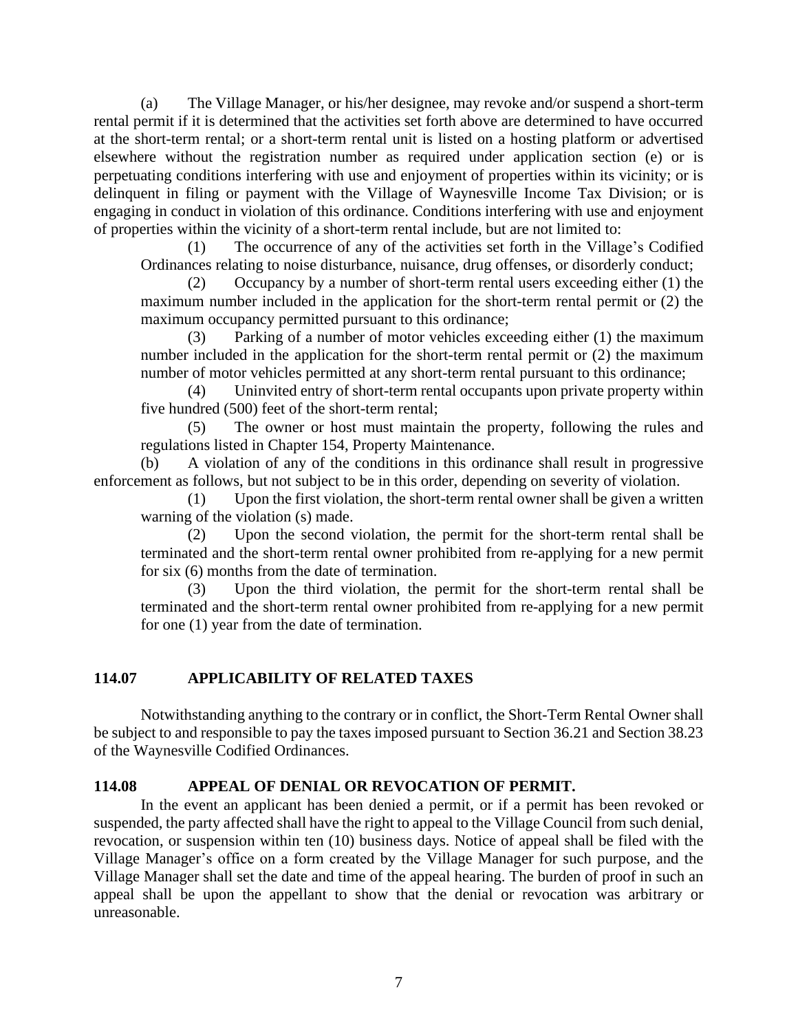(a) The Village Manager, or his/her designee, may revoke and/or suspend a short-term rental permit if it is determined that the activities set forth above are determined to have occurred at the short-term rental; or a short-term rental unit is listed on a hosting platform or advertised elsewhere without the registration number as required under application section (e) or is perpetuating conditions interfering with use and enjoyment of properties within its vicinity; or is delinquent in filing or payment with the Village of Waynesville Income Tax Division; or is engaging in conduct in violation of this ordinance. Conditions interfering with use and enjoyment of properties within the vicinity of a short-term rental include, but are not limited to:

(1) The occurrence of any of the activities set forth in the Village's Codified Ordinances relating to noise disturbance, nuisance, drug offenses, or disorderly conduct;

(2) Occupancy by a number of short-term rental users exceeding either (1) the maximum number included in the application for the short-term rental permit or (2) the maximum occupancy permitted pursuant to this ordinance;

(3) Parking of a number of motor vehicles exceeding either (1) the maximum number included in the application for the short-term rental permit or (2) the maximum number of motor vehicles permitted at any short-term rental pursuant to this ordinance;

(4) Uninvited entry of short-term rental occupants upon private property within five hundred (500) feet of the short-term rental;

(5) The owner or host must maintain the property, following the rules and regulations listed in Chapter 154, Property Maintenance.

(b) A violation of any of the conditions in this ordinance shall result in progressive enforcement as follows, but not subject to be in this order, depending on severity of violation.

(1) Upon the first violation, the short-term rental owner shall be given a written warning of the violation (s) made.

(2) Upon the second violation, the permit for the short-term rental shall be terminated and the short-term rental owner prohibited from re-applying for a new permit for six (6) months from the date of termination.

(3) Upon the third violation, the permit for the short-term rental shall be terminated and the short-term rental owner prohibited from re-applying for a new permit for one (1) year from the date of termination.

## 114.07 APPLICABILITY OF RELATED TAXES

Notwithstanding anything to the contrary or in conflict, the Short-Term Rental Owner shall be subject to and responsible to pay the taxes imposed pursuant to Section 36.21 and Section 38.23 of the Waynesville Codified Ordinances.

## 114.08 APPEAL OF DENIAL OR REVOCATION OF PERMIT.

In the event an applicant has been denied a permit, or if a permit has been revoked or suspended, the party affected shall have the right to appeal to the Village Council from such denial, revocation, or suspension within ten (10) business days. Notice of appeal shall be filed with the Village Manager's office on a form created by the Village Manager for such purpose, and the Village Manager shall set the date and time of the appeal hearing. The burden of proof in such an appeal shall be upon the appellant to show that the denial or revocation was arbitrary or unreasonable.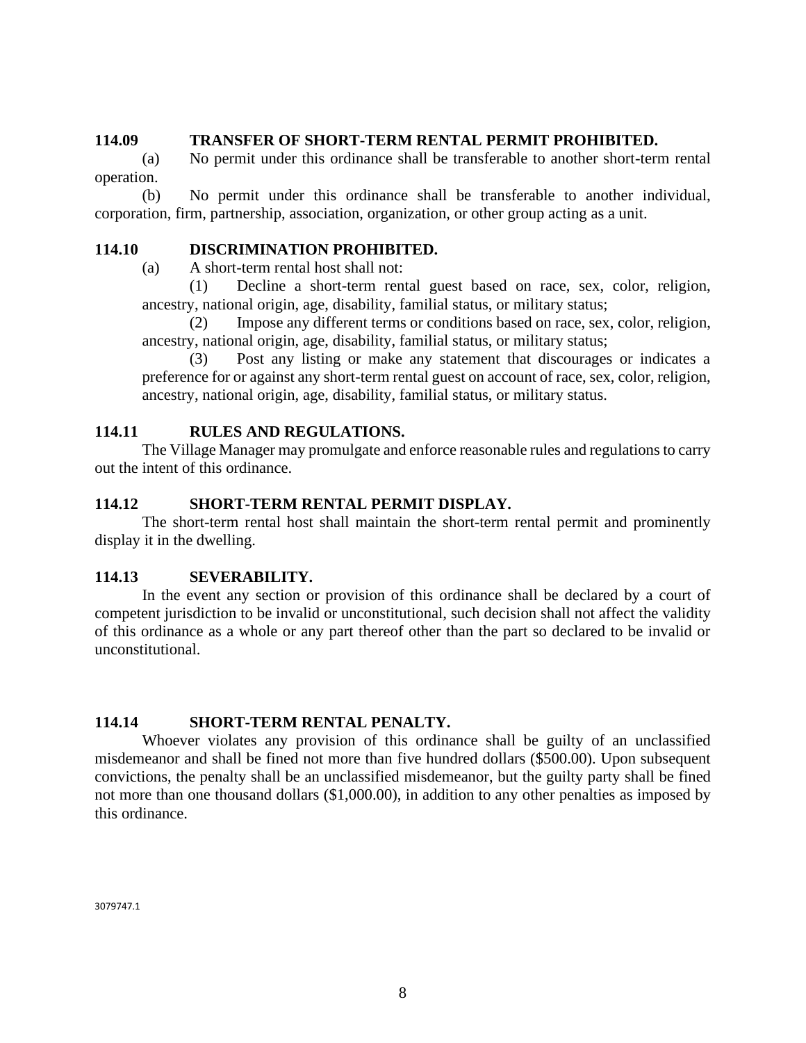### 114.09 TRANSFER OF SHORT-TERM RENTAL PERMIT PROHIBITED.

(a) No permit under this ordinance shall be transferable to another short-term rental operation.

(b) No permit under this ordinance shall be transferable to another individual, corporation, firm, partnership, association, organization, or other group acting as a unit.

### 114.10 DISCRIMINATION PROHIBITED.

(a) A short-term rental host shall not:

(1) Decline a short-term rental guest based on race, sex, color, religion, ancestry, national origin, age, disability, familial status, or military status;

(2) Impose any different terms or conditions based on race, sex, color, religion, ancestry, national origin, age, disability, familial status, or military status;

(3) Post any listing or make any statement that discourages or indicates a preference for or against any short-term rental guest on account of race, sex, color, religion, ancestry, national origin, age, disability, familial status, or military status.

### 114.11 RULES AND REGULATIONS.

The Village Manager may promulgate and enforce reasonable rules and regulations to carry out the intent of this ordinance.

### 114.12 SHORT-TERM RENTAL PERMIT DISPLAY.

The short-term rental host shall maintain the short-term rental permit and prominently display it in the dwelling.

### 114.13 SEVERABILITY.

In the event any section or provision of this ordinance shall be declared by a court of competent jurisdiction to be invalid or unconstitutional, such decision shall not affect the validity of this ordinance as a whole or any part thereof other than the part so declared to be invalid or unconstitutional.

### 114.14 SHORT-TERM RENTAL PENALTY.

Whoever violates any provision of this ordinance shall be guilty of an unclassified misdemeanor and shall be fined not more than five hundred dollars ($500.00). Upon subsequent convictions, the penalty shall be an unclassified misdemeanor, but the guilty party shall be fined not more than one thousand dollars ($1,000.00), in addition to any other penalties as imposed by this ordinance.

3079747.1